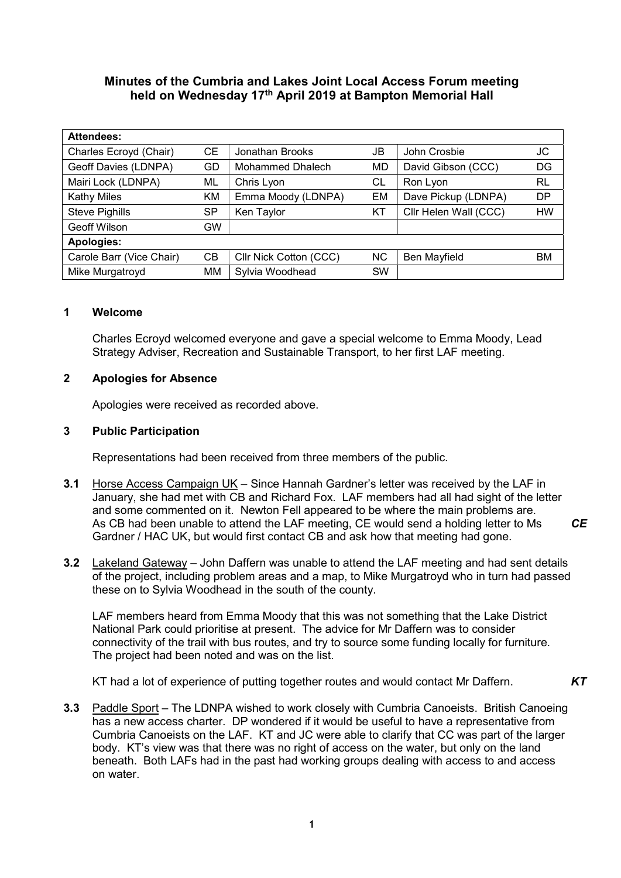**Minutes of the Cumbria and Lakes Joint Local Access Forum meeting held on Wednesday 17th April 2019 at Bampton Memorial Hall**

| **Attendees:** | | | | | |
|---|---|---|---|---|---|
| Charles Ecroyd (Chair) | CE | Jonathan Brooks | JB | John Crosbie | JC |
| Geoff Davies (LDNPA) | GD | Mohammed Dhalech | MD | David Gibson (CCC) | DG |
| Mairi Lock (LDNPA) | ML | Chris Lyon | CL | Ron Lyon | RL |
| Kathy Miles | KM | Emma Moody (LDNPA) | EM | Dave Pickup (LDNPA) | DP |
| Steve Pighills | SP | Ken Taylor | KT | Cllr Helen Wall (CCC) | HW |
| Geoff Wilson | GW | | | | |
| **Apologies:** | | | | | |
| Carole Barr (Vice Chair) | CB | Cllr Nick Cotton (CCC) | NC | Ben Mayfield | BM |
| Mike Murgatroyd | MM | Sylvia Woodhead | SW | | |

## 1 Welcome

Charles Ecroyd welcomed everyone and gave a special welcome to Emma Moody, Lead Strategy Adviser, Recreation and Sustainable Transport, to her first LAF meeting.

## 2 Apologies for Absence

Apologies were received as recorded above.

## 3 Public Participation

Representations had been received from three members of the public.

**3.1** Horse Access Campaign UK – Since Hannah Gardner's letter was received by the LAF in January, she had met with CB and Richard Fox. LAF members had all had sight of the letter and some commented on it. Newton Fell appeared to be where the main problems are. As CB had been unable to attend the LAF meeting, CE would send a holding letter to Ms Gardner / HAC UK, but would first contact CB and ask how that meeting had gone. ***CE***

**3.2** Lakeland Gateway – John Daffern was unable to attend the LAF meeting and had sent details of the project, including problem areas and a map, to Mike Murgatroyd who in turn had passed these on to Sylvia Woodhead in the south of the county.

LAF members heard from Emma Moody that this was not something that the Lake District National Park could prioritise at present. The advice for Mr Daffern was to consider connectivity of the trail with bus routes, and try to source some funding locally for furniture. The project had been noted and was on the list.

KT had a lot of experience of putting together routes and would contact Mr Daffern. ***KT***

**3.3** Paddle Sport – The LDNPA wished to work closely with Cumbria Canoeists. British Canoeing has a new access charter. DP wondered if it would be useful to have a representative from Cumbria Canoeists on the LAF. KT and JC were able to clarify that CC was part of the larger body. KT's view was that there was no right of access on the water, but only on the land beneath. Both LAFs had in the past had working groups dealing with access to and access on water.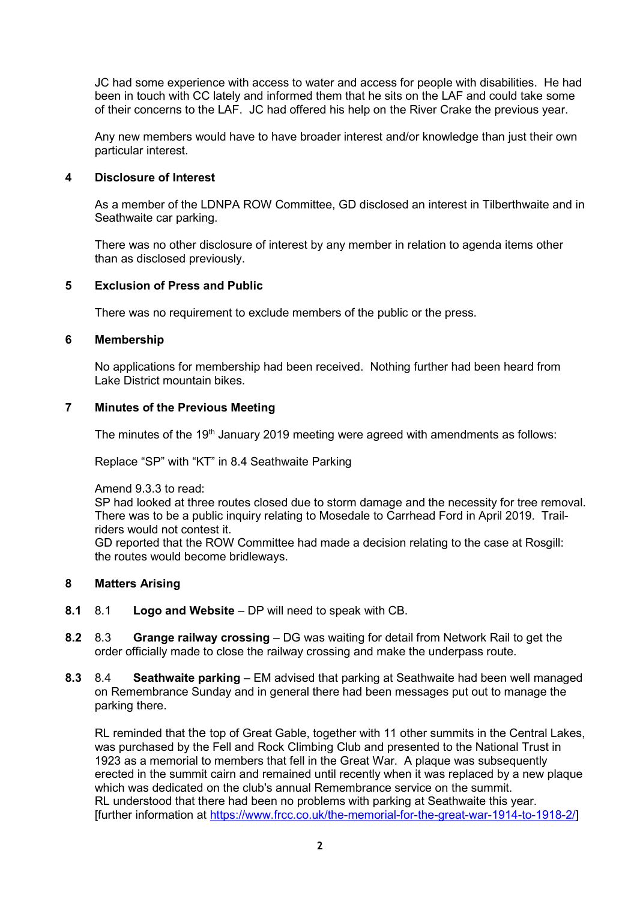JC had some experience with access to water and access for people with disabilities. He had been in touch with CC lately and informed them that he sits on the LAF and could take some of their concerns to the LAF. JC had offered his help on the River Crake the previous year.

Any new members would have to have broader interest and/or knowledge than just their own particular interest.

## 4 Disclosure of Interest

As a member of the LDNPA ROW Committee, GD disclosed an interest in Tilberthwaite and in Seathwaite car parking.

There was no other disclosure of interest by any member in relation to agenda items other than as disclosed previously.

## 5 Exclusion of Press and Public

There was no requirement to exclude members of the public or the press.

## 6 Membership

No applications for membership had been received. Nothing further had been heard from Lake District mountain bikes.

## 7 Minutes of the Previous Meeting

The minutes of the 19th January 2019 meeting were agreed with amendments as follows:

Replace "SP" with "KT" in 8.4 Seathwaite Parking

Amend 9.3.3 to read:
SP had looked at three routes closed due to storm damage and the necessity for tree removal. There was to be a public inquiry relating to Mosedale to Carrhead Ford in April 2019. Trail-riders would not contest it.
GD reported that the ROW Committee had made a decision relating to the case at Rosgill: the routes would become bridleways.

## 8 Matters Arising

**8.1** 8.1 **Logo and Website** – DP will need to speak with CB.

**8.2** 8.3 **Grange railway crossing** – DG was waiting for detail from Network Rail to get the order officially made to close the railway crossing and make the underpass route.

**8.3** 8.4 **Seathwaite parking** – EM advised that parking at Seathwaite had been well managed on Remembrance Sunday and in general there had been messages put out to manage the parking there.

RL reminded that the top of Great Gable, together with 11 other summits in the Central Lakes, was purchased by the Fell and Rock Climbing Club and presented to the National Trust in 1923 as a memorial to members that fell in the Great War. A plaque was subsequently erected in the summit cairn and remained until recently when it was replaced by a new plaque which was dedicated on the club's annual Remembrance service on the summit.
RL understood that there had been no problems with parking at Seathwaite this year.
[further information at https://www.frcc.co.uk/the-memorial-for-the-great-war-1914-to-1918-2/]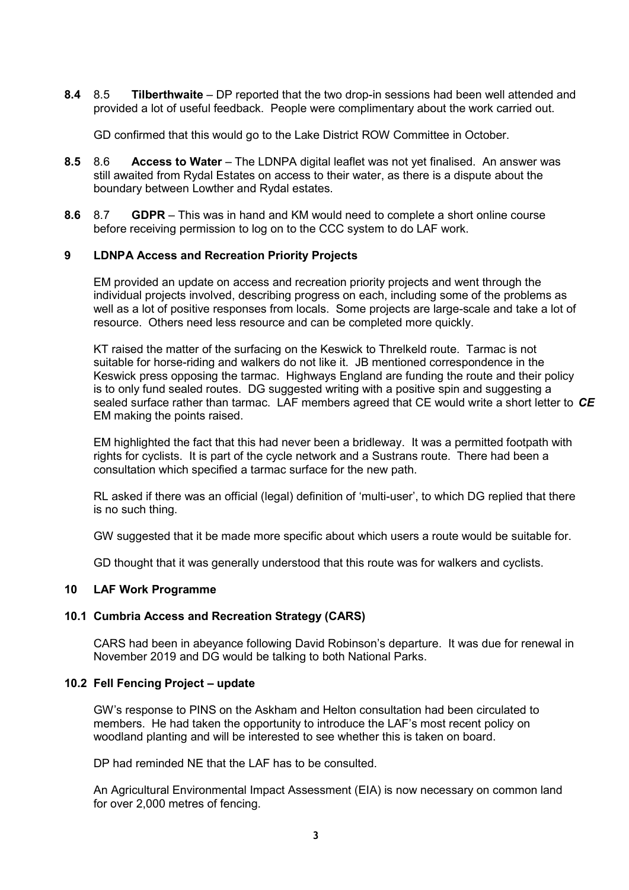**8.4** 8.5 **Tilberthwaite** – DP reported that the two drop-in sessions had been well attended and provided a lot of useful feedback. People were complimentary about the work carried out.

GD confirmed that this would go to the Lake District ROW Committee in October.

**8.5** 8.6 **Access to Water** – The LDNPA digital leaflet was not yet finalised. An answer was still awaited from Rydal Estates on access to their water, as there is a dispute about the boundary between Lowther and Rydal estates.

**8.6** 8.7 **GDPR** – This was in hand and KM would need to complete a short online course before receiving permission to log on to the CCC system to do LAF work.

## 9 LDNPA Access and Recreation Priority Projects

EM provided an update on access and recreation priority projects and went through the individual projects involved, describing progress on each, including some of the problems as well as a lot of positive responses from locals. Some projects are large-scale and take a lot of resource. Others need less resource and can be completed more quickly.

KT raised the matter of the surfacing on the Keswick to Threlkeld route. Tarmac is not suitable for horse-riding and walkers do not like it. JB mentioned correspondence in the Keswick press opposing the tarmac. Highways England are funding the route and their policy is to only fund sealed routes. DG suggested writing with a positive spin and suggesting a sealed surface rather than tarmac. LAF members agreed that CE would write a short letter to EM making the points raised. ***CE***

EM highlighted the fact that this had never been a bridleway. It was a permitted footpath with rights for cyclists. It is part of the cycle network and a Sustrans route. There had been a consultation which specified a tarmac surface for the new path.

RL asked if there was an official (legal) definition of 'multi-user', to which DG replied that there is no such thing.

GW suggested that it be made more specific about which users a route would be suitable for.

GD thought that it was generally understood that this route was for walkers and cyclists.

## 10 LAF Work Programme

### 10.1 Cumbria Access and Recreation Strategy (CARS)

CARS had been in abeyance following David Robinson's departure. It was due for renewal in November 2019 and DG would be talking to both National Parks.

### 10.2 Fell Fencing Project – update

GW's response to PINS on the Askham and Helton consultation had been circulated to members. He had taken the opportunity to introduce the LAF's most recent policy on woodland planting and will be interested to see whether this is taken on board.

DP had reminded NE that the LAF has to be consulted.

An Agricultural Environmental Impact Assessment (EIA) is now necessary on common land for over 2,000 metres of fencing.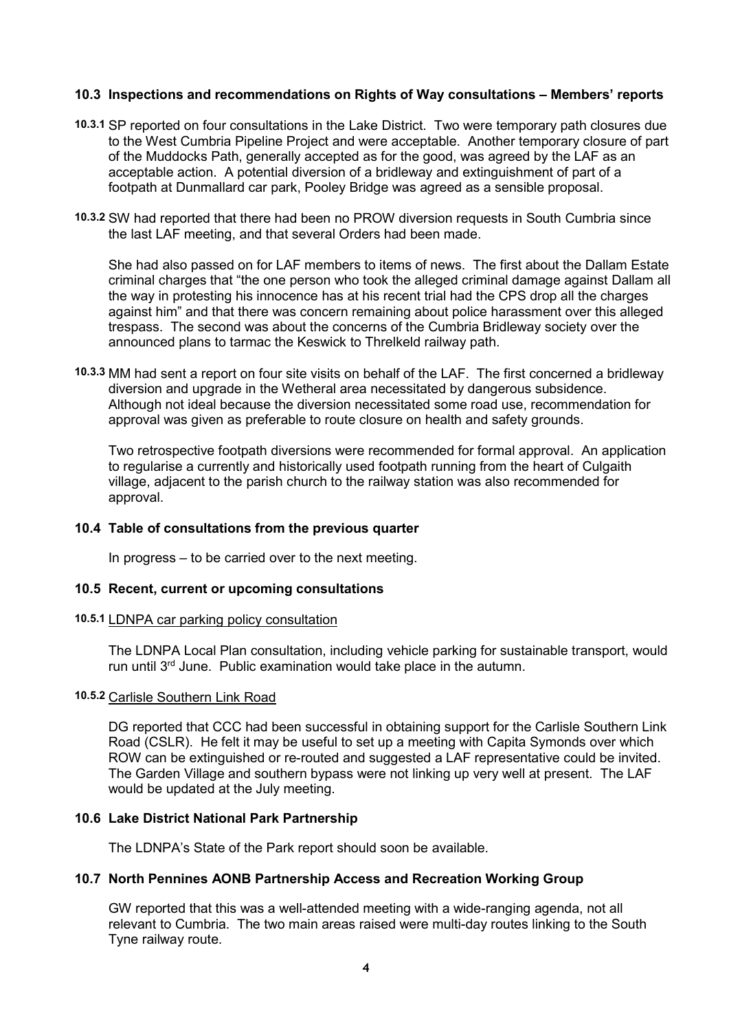### 10.3 Inspections and recommendations on Rights of Way consultations – Members' reports

**10.3.1** SP reported on four consultations in the Lake District. Two were temporary path closures due to the West Cumbria Pipeline Project and were acceptable. Another temporary closure of part of the Muddocks Path, generally accepted as for the good, was agreed by the LAF as an acceptable action. A potential diversion of a bridleway and extinguishment of part of a footpath at Dunmallard car park, Pooley Bridge was agreed as a sensible proposal.

**10.3.2** SW had reported that there had been no PROW diversion requests in South Cumbria since the last LAF meeting, and that several Orders had been made.

She had also passed on for LAF members to items of news. The first about the Dallam Estate criminal charges that "the one person who took the alleged criminal damage against Dallam all the way in protesting his innocence has at his recent trial had the CPS drop all the charges against him" and that there was concern remaining about police harassment over this alleged trespass. The second was about the concerns of the Cumbria Bridleway society over the announced plans to tarmac the Keswick to Threlkeld railway path.

**10.3.3** MM had sent a report on four site visits on behalf of the LAF. The first concerned a bridleway diversion and upgrade in the Wetheral area necessitated by dangerous subsidence. Although not ideal because the diversion necessitated some road use, recommendation for approval was given as preferable to route closure on health and safety grounds.

Two retrospective footpath diversions were recommended for formal approval. An application to regularise a currently and historically used footpath running from the heart of Culgaith village, adjacent to the parish church to the railway station was also recommended for approval.

### 10.4 Table of consultations from the previous quarter

In progress – to be carried over to the next meeting.

### 10.5 Recent, current or upcoming consultations

**10.5.1** LDNPA car parking policy consultation

The LDNPA Local Plan consultation, including vehicle parking for sustainable transport, would run until 3rd June. Public examination would take place in the autumn.

**10.5.2** Carlisle Southern Link Road

DG reported that CCC had been successful in obtaining support for the Carlisle Southern Link Road (CSLR). He felt it may be useful to set up a meeting with Capita Symonds over which ROW can be extinguished or re-routed and suggested a LAF representative could be invited. The Garden Village and southern bypass were not linking up very well at present. The LAF would be updated at the July meeting.

### 10.6 Lake District National Park Partnership

The LDNPA's State of the Park report should soon be available.

### 10.7 North Pennines AONB Partnership Access and Recreation Working Group

GW reported that this was a well-attended meeting with a wide-ranging agenda, not all relevant to Cumbria. The two main areas raised were multi-day routes linking to the South Tyne railway route.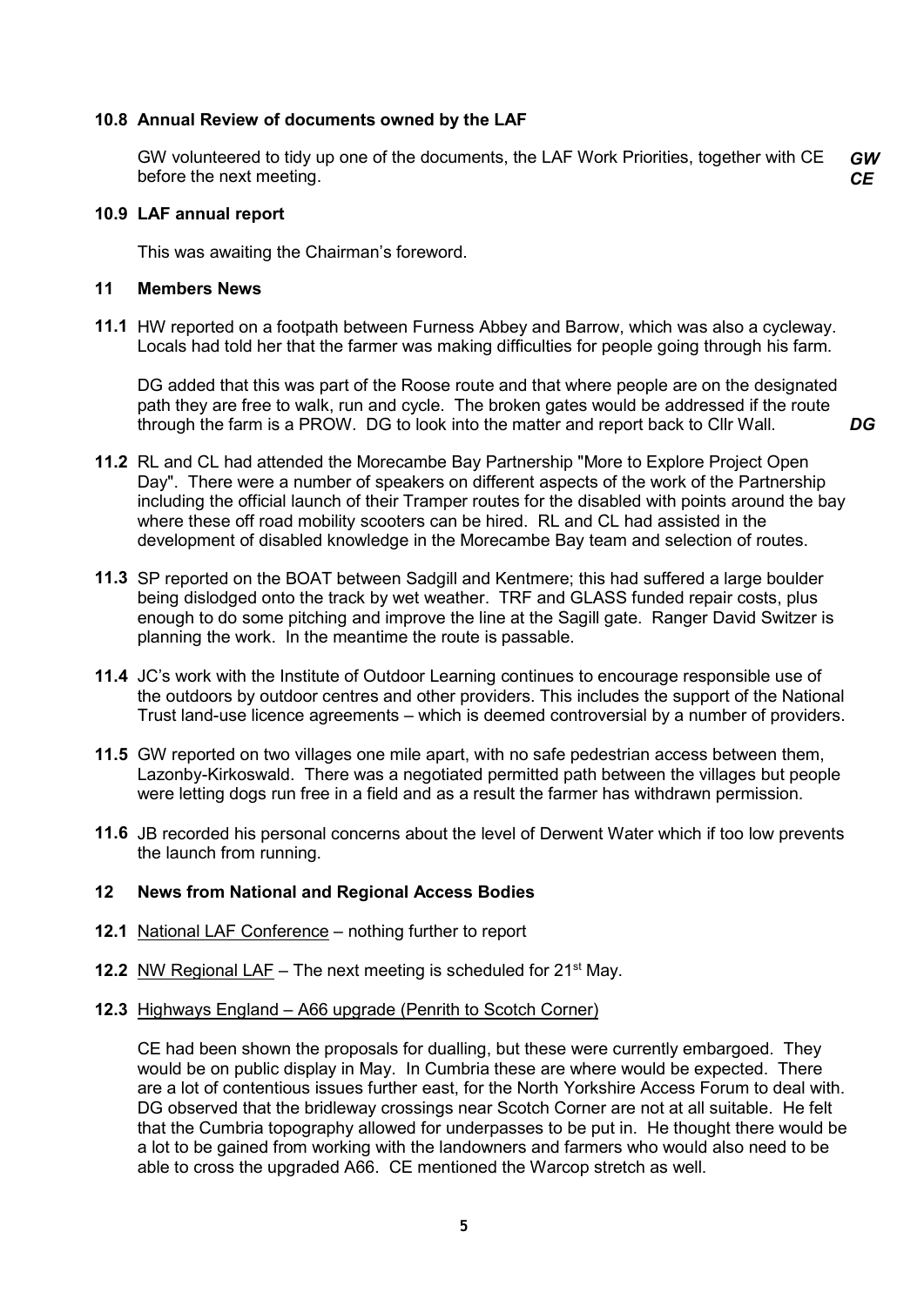### 10.8 Annual Review of documents owned by the LAF

GW volunteered to tidy up one of the documents, the LAF Work Priorities, together with CE before the next meeting. ***GW CE***

### 10.9 LAF annual report

This was awaiting the Chairman's foreword.

## 11 Members News

**11.1** HW reported on a footpath between Furness Abbey and Barrow, which was also a cycleway. Locals had told her that the farmer was making difficulties for people going through his farm.

DG added that this was part of the Roose route and that where people are on the designated path they are free to walk, run and cycle. The broken gates would be addressed if the route through the farm is a PROW. DG to look into the matter and report back to Cllr Wall. ***DG***

**11.2** RL and CL had attended the Morecambe Bay Partnership "More to Explore Project Open Day". There were a number of speakers on different aspects of the work of the Partnership including the official launch of their Tramper routes for the disabled with points around the bay where these off road mobility scooters can be hired. RL and CL had assisted in the development of disabled knowledge in the Morecambe Bay team and selection of routes.

**11.3** SP reported on the BOAT between Sadgill and Kentmere; this had suffered a large boulder being dislodged onto the track by wet weather. TRF and GLASS funded repair costs, plus enough to do some pitching and improve the line at the Sagill gate. Ranger David Switzer is planning the work. In the meantime the route is passable.

**11.4** JC's work with the Institute of Outdoor Learning continues to encourage responsible use of the outdoors by outdoor centres and other providers. This includes the support of the National Trust land-use licence agreements – which is deemed controversial by a number of providers.

**11.5** GW reported on two villages one mile apart, with no safe pedestrian access between them, Lazonby-Kirkoswald. There was a negotiated permitted path between the villages but people were letting dogs run free in a field and as a result the farmer has withdrawn permission.

**11.6** JB recorded his personal concerns about the level of Derwent Water which if too low prevents the launch from running.

## 12 News from National and Regional Access Bodies

**12.1** National LAF Conference – nothing further to report

**12.2** NW Regional LAF – The next meeting is scheduled for 21st May.

**12.3** Highways England – A66 upgrade (Penrith to Scotch Corner)

CE had been shown the proposals for dualling, but these were currently embargoed. They would be on public display in May. In Cumbria these are where would be expected. There are a lot of contentious issues further east, for the North Yorkshire Access Forum to deal with. DG observed that the bridleway crossings near Scotch Corner are not at all suitable. He felt that the Cumbria topography allowed for underpasses to be put in. He thought there would be a lot to be gained from working with the landowners and farmers who would also need to be able to cross the upgraded A66. CE mentioned the Warcop stretch as well.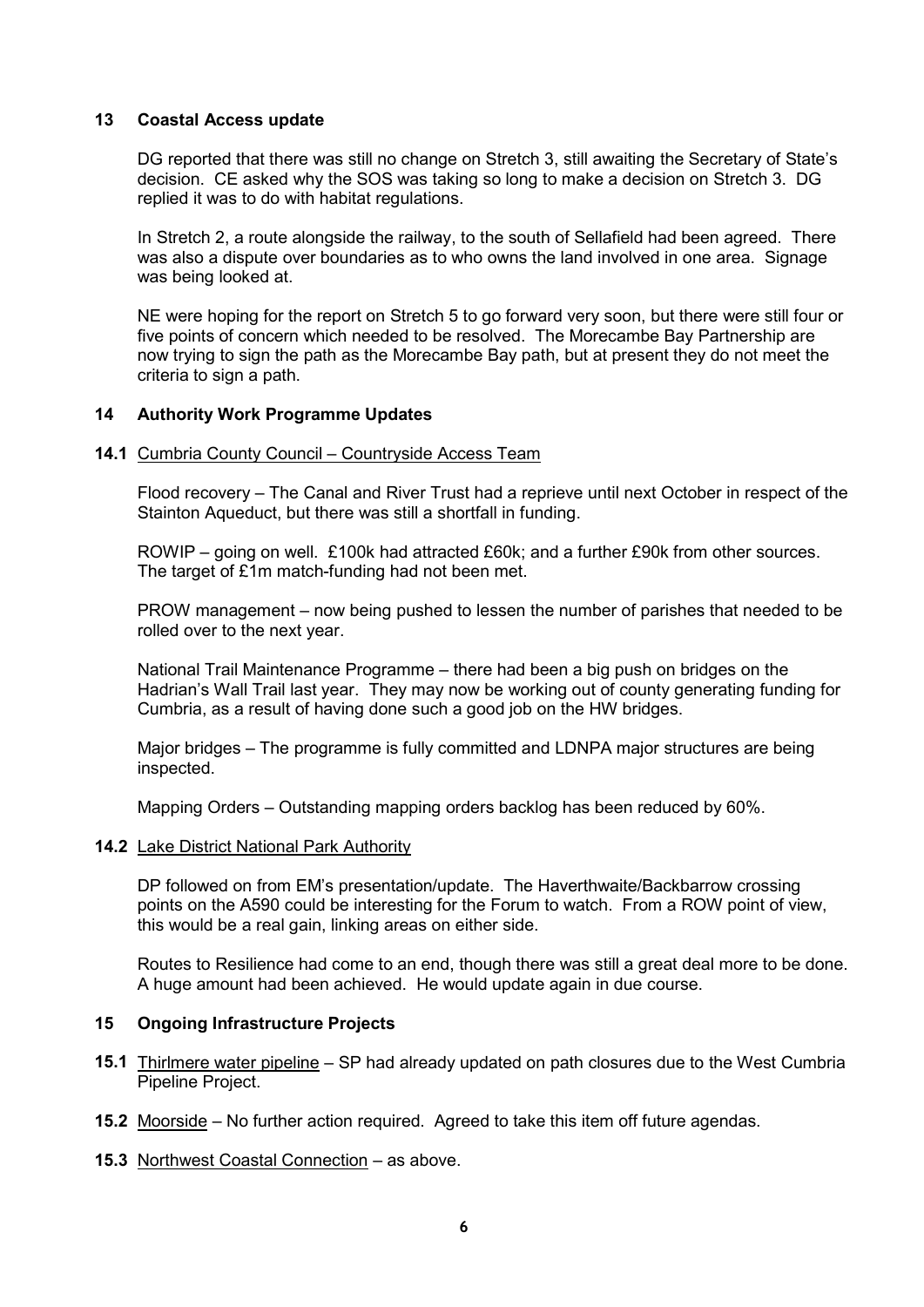## 13 Coastal Access update

DG reported that there was still no change on Stretch 3, still awaiting the Secretary of State's decision. CE asked why the SOS was taking so long to make a decision on Stretch 3. DG replied it was to do with habitat regulations.

In Stretch 2, a route alongside the railway, to the south of Sellafield had been agreed. There was also a dispute over boundaries as to who owns the land involved in one area. Signage was being looked at.

NE were hoping for the report on Stretch 5 to go forward very soon, but there were still four or five points of concern which needed to be resolved. The Morecambe Bay Partnership are now trying to sign the path as the Morecambe Bay path, but at present they do not meet the criteria to sign a path.

## 14 Authority Work Programme Updates

### 14.1 Cumbria County Council – Countryside Access Team

Flood recovery – The Canal and River Trust had a reprieve until next October in respect of the Stainton Aqueduct, but there was still a shortfall in funding.

ROWIP – going on well. £100k had attracted £60k; and a further £90k from other sources. The target of £1m match-funding had not been met.

PROW management – now being pushed to lessen the number of parishes that needed to be rolled over to the next year.

National Trail Maintenance Programme – there had been a big push on bridges on the Hadrian's Wall Trail last year. They may now be working out of county generating funding for Cumbria, as a result of having done such a good job on the HW bridges.

Major bridges – The programme is fully committed and LDNPA major structures are being inspected.

Mapping Orders – Outstanding mapping orders backlog has been reduced by 60%.

### 14.2 Lake District National Park Authority

DP followed on from EM's presentation/update. The Haverthwaite/Backbarrow crossing points on the A590 could be interesting for the Forum to watch. From a ROW point of view, this would be a real gain, linking areas on either side.

Routes to Resilience had come to an end, though there was still a great deal more to be done. A huge amount had been achieved. He would update again in due course.

## 15 Ongoing Infrastructure Projects

**15.1** Thirlmere water pipeline – SP had already updated on path closures due to the West Cumbria Pipeline Project.

**15.2** Moorside – No further action required. Agreed to take this item off future agendas.

**15.3** Northwest Coastal Connection – as above.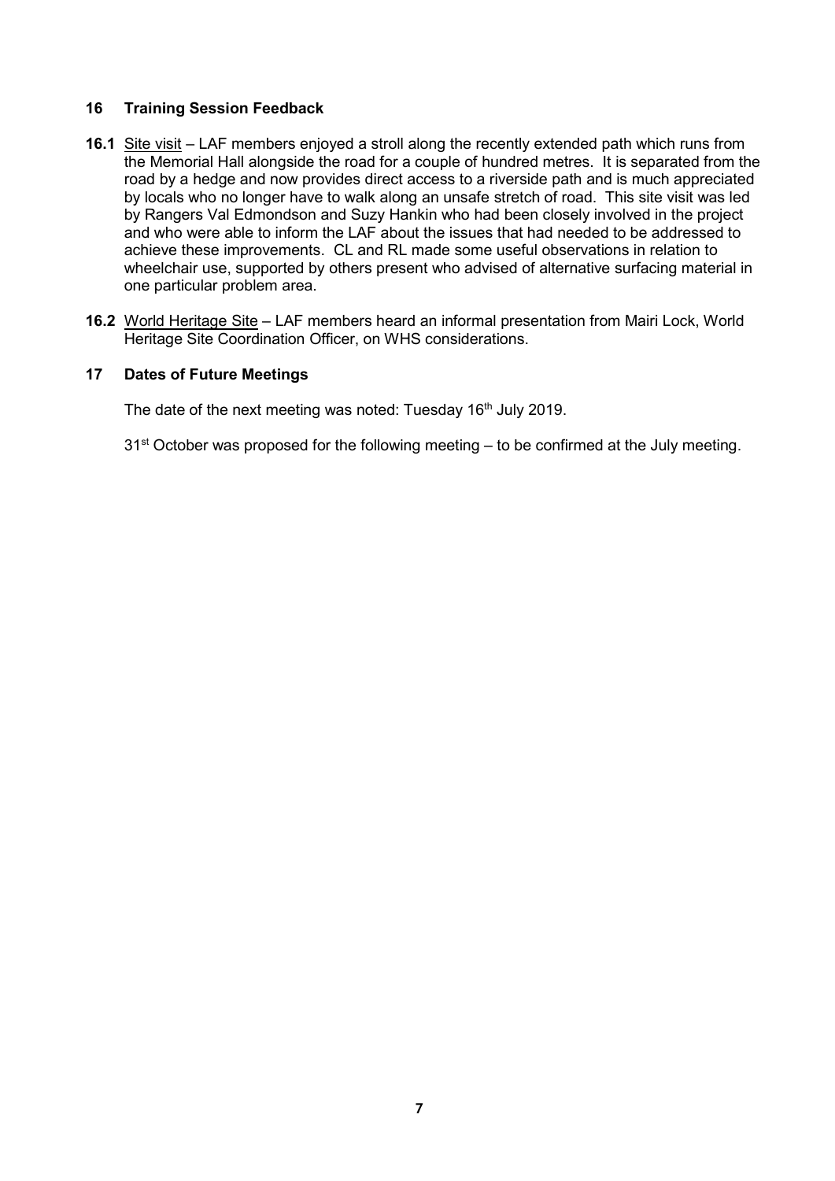## 16 Training Session Feedback

**16.1** Site visit – LAF members enjoyed a stroll along the recently extended path which runs from the Memorial Hall alongside the road for a couple of hundred metres. It is separated from the road by a hedge and now provides direct access to a riverside path and is much appreciated by locals who no longer have to walk along an unsafe stretch of road. This site visit was led by Rangers Val Edmondson and Suzy Hankin who had been closely involved in the project and who were able to inform the LAF about the issues that had needed to be addressed to achieve these improvements. CL and RL made some useful observations in relation to wheelchair use, supported by others present who advised of alternative surfacing material in one particular problem area.

**16.2** World Heritage Site – LAF members heard an informal presentation from Mairi Lock, World Heritage Site Coordination Officer, on WHS considerations.

## 17 Dates of Future Meetings

The date of the next meeting was noted: Tuesday 16th July 2019.

31st October was proposed for the following meeting – to be confirmed at the July meeting.